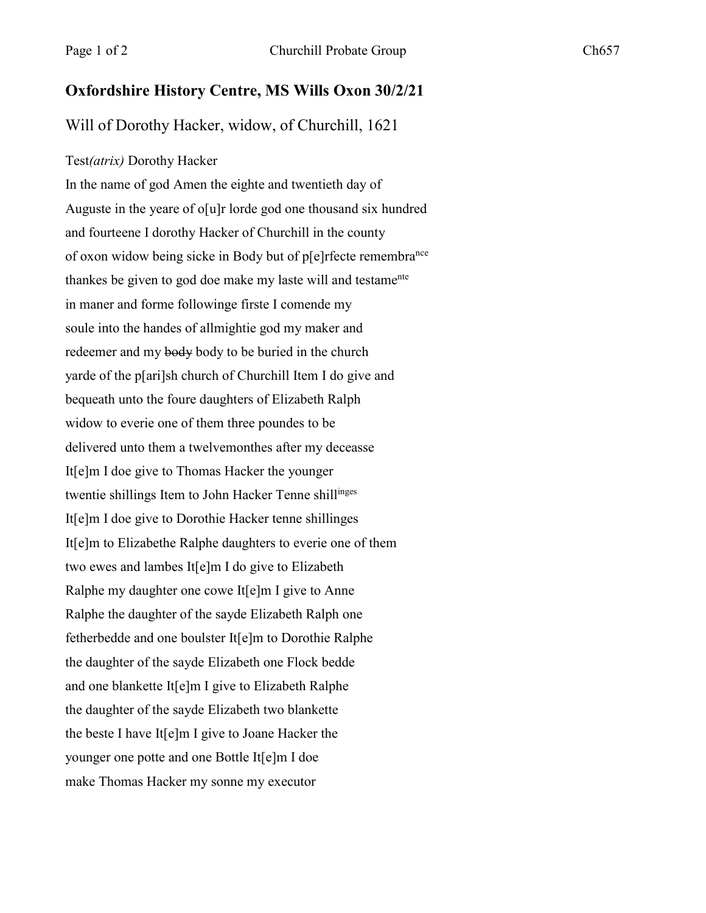## Oxfordshire History Centre, MS Wills Oxon 30/2/21

Will of Dorothy Hacker, widow, of Churchill, 1621

Test*(atrix)* Dorothy Hacker

In the name of god Amen the eighte and twentieth day of
Auguste in the yeare of o[u]r lorde god one thousand six hundred
and fourteene I dorothy Hacker of Churchill in the county
of oxon widow being sicke in Body but of p[e]rfecte remembra^nce^
thankes be given to god doe make my laste will and testame^nte^
in maner and forme followinge firste I comende my
soule into the handes of allmightie god my maker and
redeemer and my ~~body~~ body to be buried in the church
yarde of the p[ari]sh church of Churchill Item I do give and
bequeath unto the foure daughters of Elizabeth Ralph
widow to everie one of them three poundes to be
delivered unto them a twelvemonthes after my deceasse
It[e]m I doe give to Thomas Hacker the younger
twentie shillings Item to John Hacker Tenne shill^inges^
It[e]m I doe give to Dorothie Hacker tenne shillinges
It[e]m to Elizabethe Ralphe daughters to everie one of them
two ewes and lambes It[e]m I do give to Elizabeth
Ralphe my daughter one cowe It[e]m I give to Anne
Ralphe the daughter of the sayde Elizabeth Ralph one
fetherbedde and one boulster It[e]m to Dorothie Ralphe
the daughter of the sayde Elizabeth one Flock bedde
and one blankette It[e]m I give to Elizabeth Ralphe
the daughter of the sayde Elizabeth two blankette
the beste I have It[e]m I give to Joane Hacker the
younger one potte and one Bottle It[e]m I doe
make Thomas Hacker my sonne my executor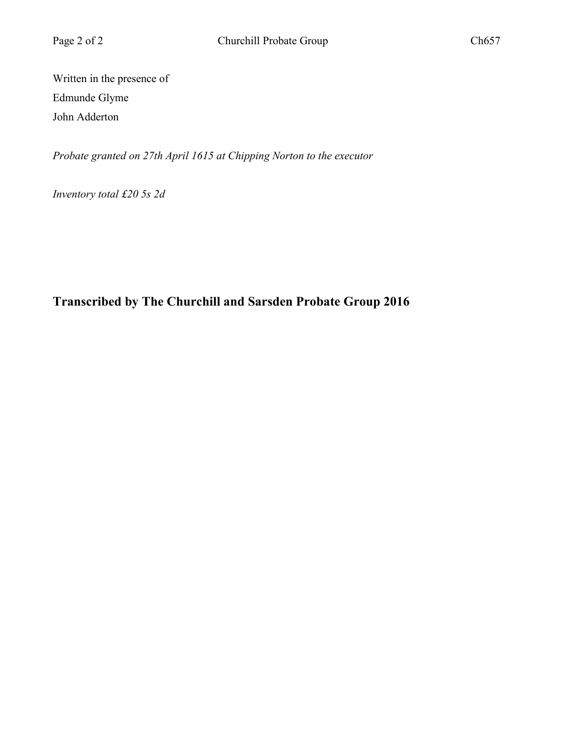Written in the presence of

Edmunde Glyme

John Adderton

*Probate granted on 27th April 1615 at Chipping Norton to the executor*

*Inventory total £20 5s 2d*

**Transcribed by The Churchill and Sarsden Probate Group 2016**